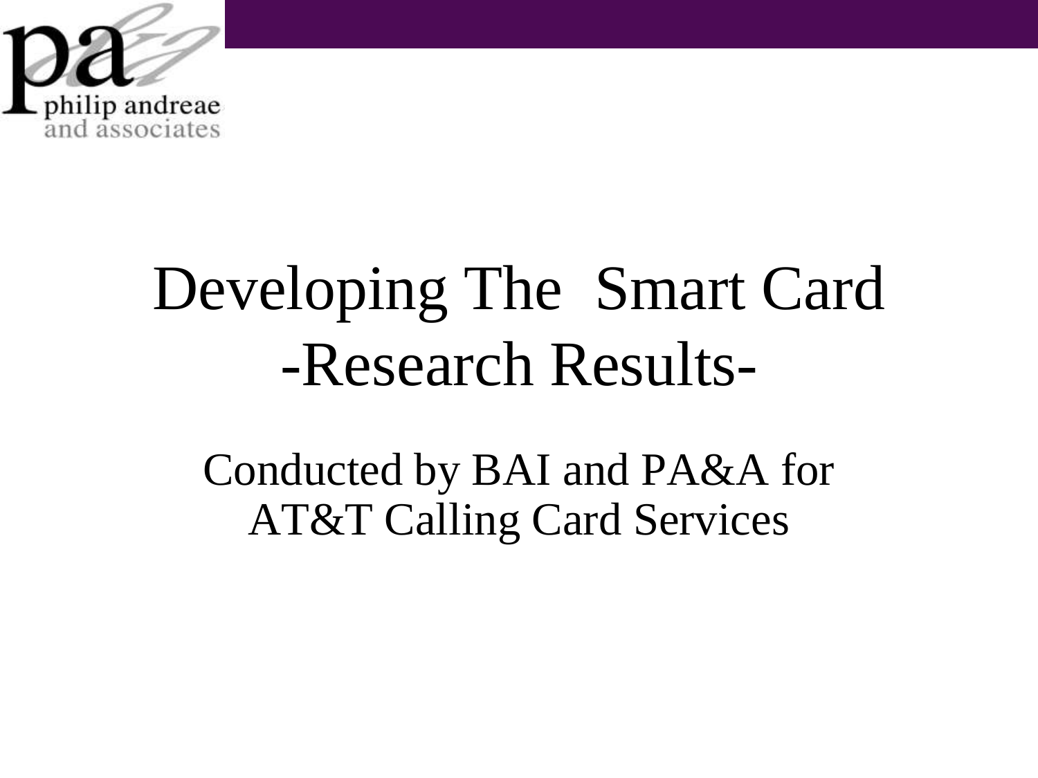# Developing The Smart Card -Research Results-

Conducted by BAI and PA&A for AT&T Calling Card Services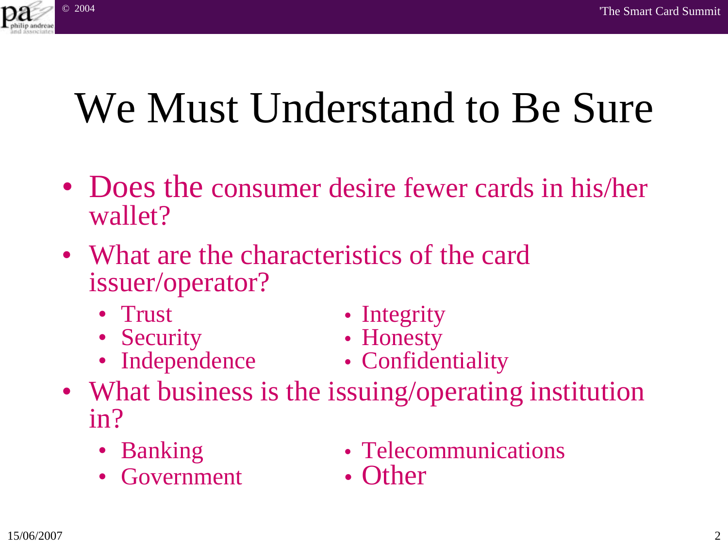# We Must Understand to Be Sure

- Does the consumer desire fewer cards in his/her wallet?
- What are the characteristics of the card issuer/operator?
  - Trust
  - Security
  - Independence
  - Integrity
  - Honesty
  - Confidentiality
- What business is the issuing/operating institution in?
  - Banking
  - Government
  - Telecommunications
  - Other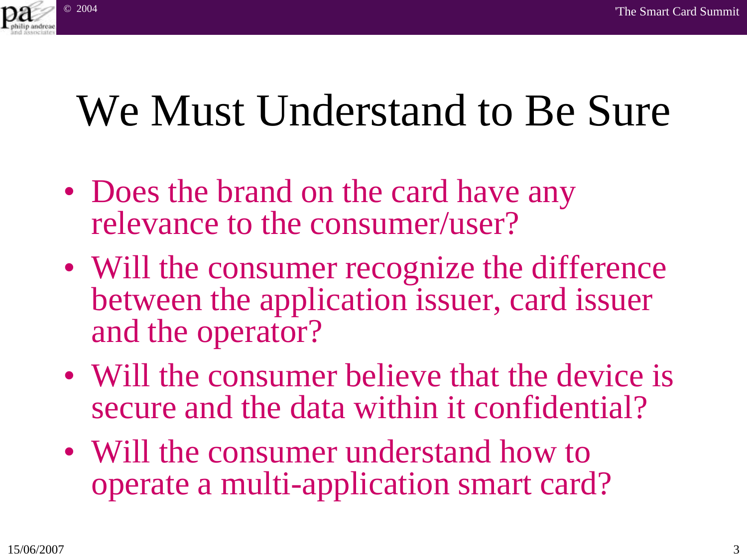# We Must Understand to Be Sure

- Does the brand on the card have any relevance to the consumer/user?
- Will the consumer recognize the difference between the application issuer, card issuer and the operator?
- Will the consumer believe that the device is secure and the data within it confidential?
- Will the consumer understand how to operate a multi-application smart card?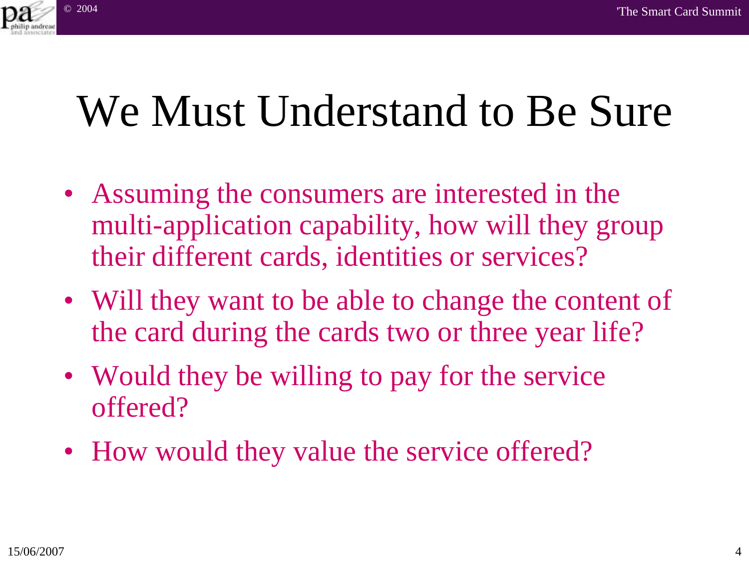# We Must Understand to Be Sure

- Assuming the consumers are interested in the multi-application capability, how will they group their different cards, identities or services?
- Will they want to be able to change the content of the card during the cards two or three year life?
- Would they be willing to pay for the service offered?
- How would they value the service offered?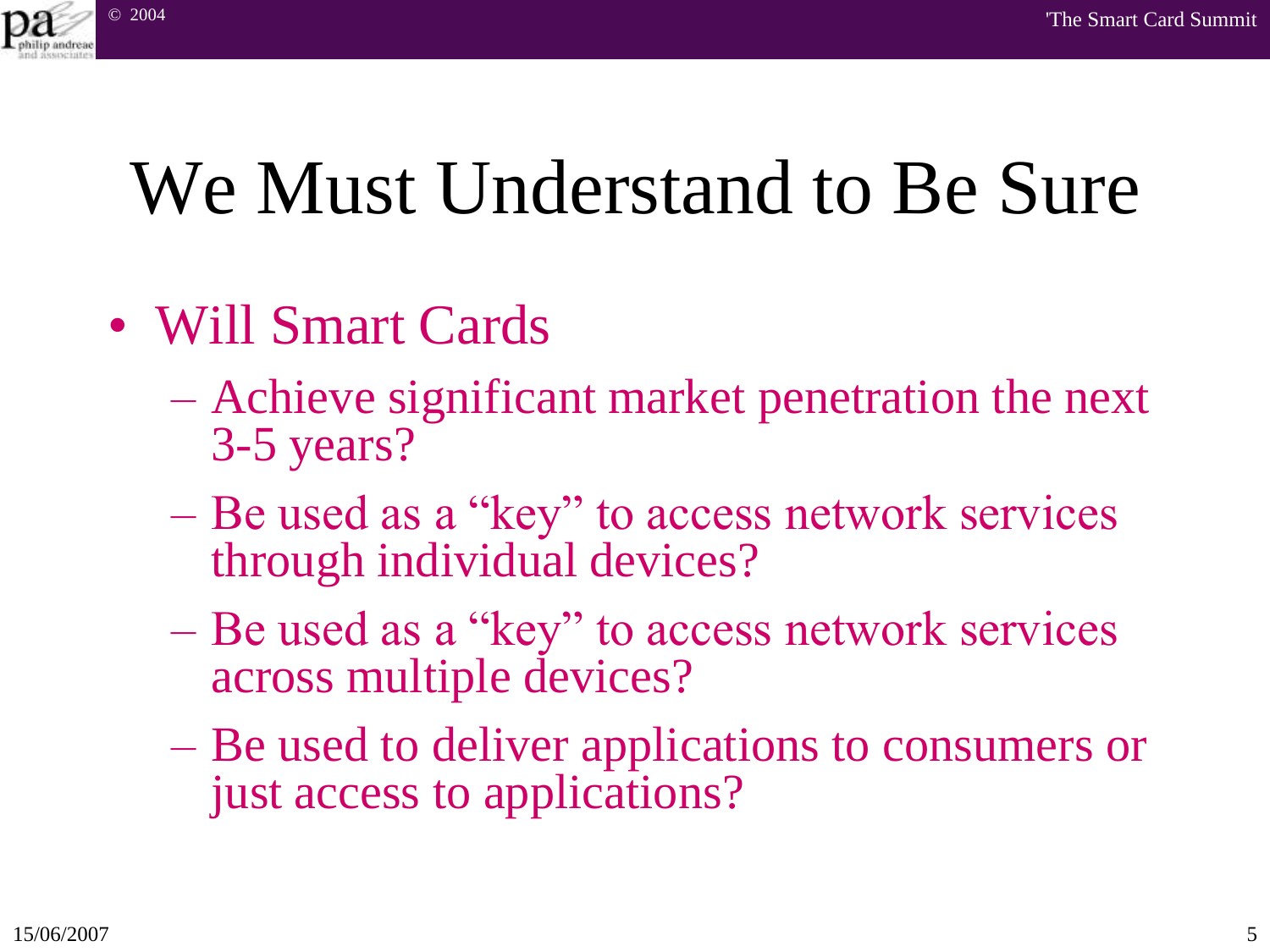# We Must Understand to Be Sure

- Will Smart Cards
  - Achieve significant market penetration the next 3-5 years?
  - Be used as a "key" to access network services through individual devices?
  - Be used as a "key" to access network services across multiple devices?
  - Be used to deliver applications to consumers or just access to applications?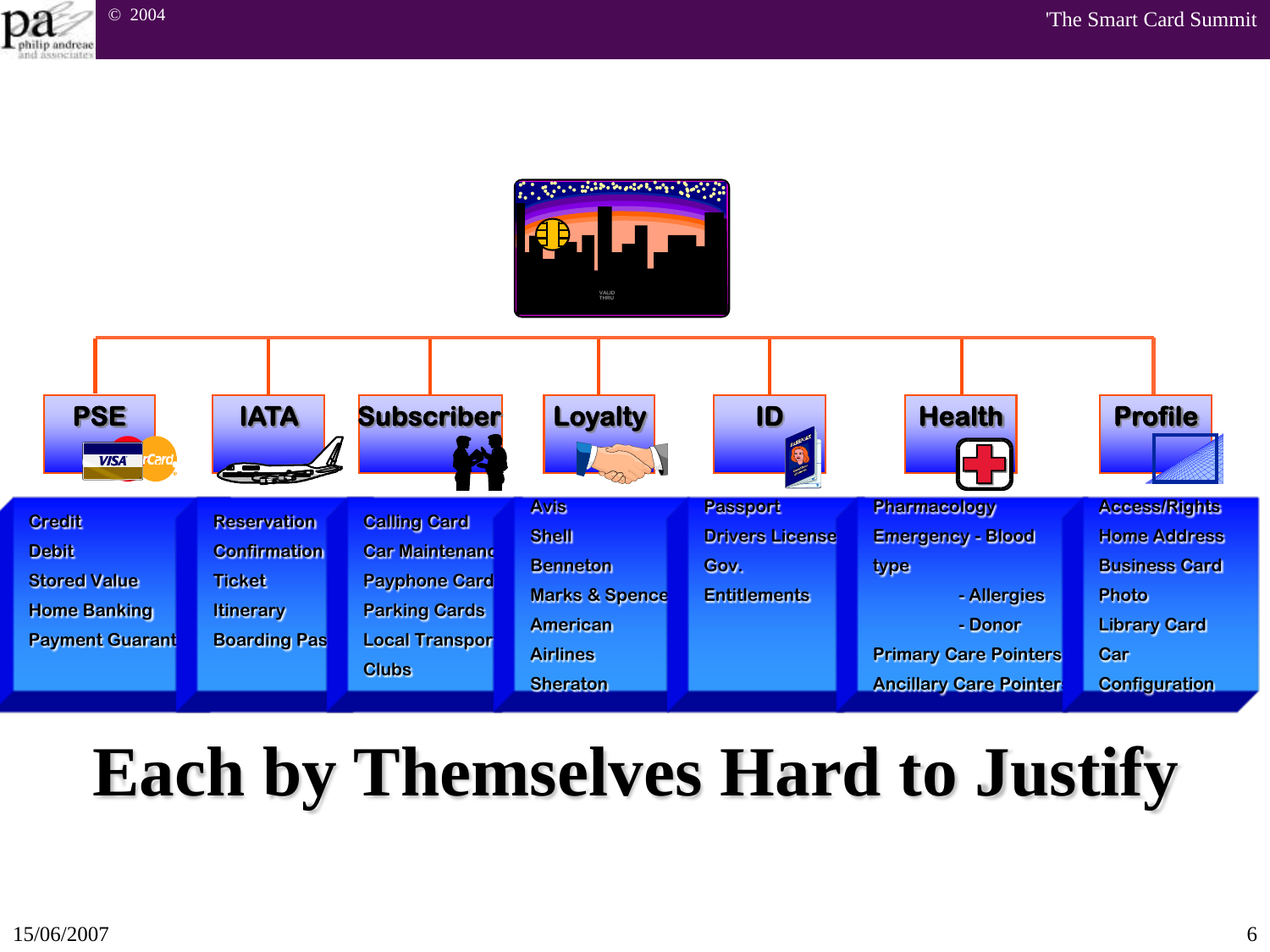| PSE | IATA | Subscriber | Loyalty | ID | Health | Profile |
|---|---|---|---|---|---|---|
| Credit | Reservation | Calling Card | Avis | Passport | Pharmacology | Access/Rights |
| Debit | Confirmation | Car Maintenanc | Shell | Drivers License | Emergency - Blood type | Home Address |
| Stored Value | Ticket | Payphone Card | Benneton | Gov. | - Allergies | Business Card |
| Home Banking | Itinerary | Parking Cards | Marks & Spence | Entitlements | - Donor | Photo |
| Payment Guarant | Boarding Pas | Local Transpor | American Airlines | | Primary Care Pointers | Library Card |
| | | Clubs | Sheraton | | Ancillary Care Pointer | Car |
| | | | | | | Configuration |

# Each by Themselves Hard to Justify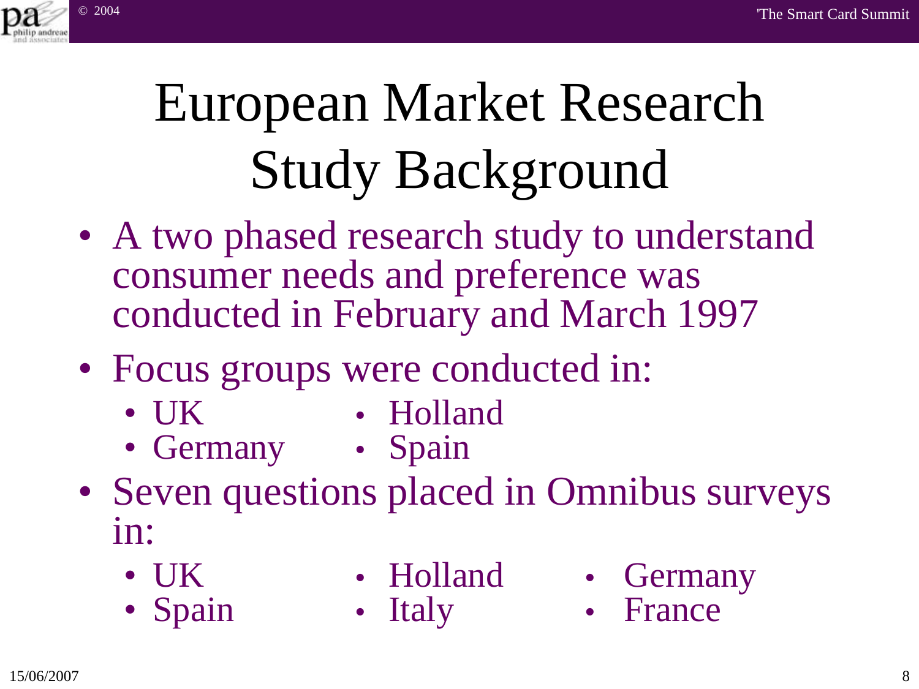# European Market Research Study Background

- A two phased research study to understand consumer needs and preference was conducted in February and March 1997
- Focus groups were conducted in:
  - UK
  - Germany
  - Holland
  - Spain
- Seven questions placed in Omnibus surveys in:
  - UK
  - Spain
  - Holland
  - Italy
  - Germany
  - France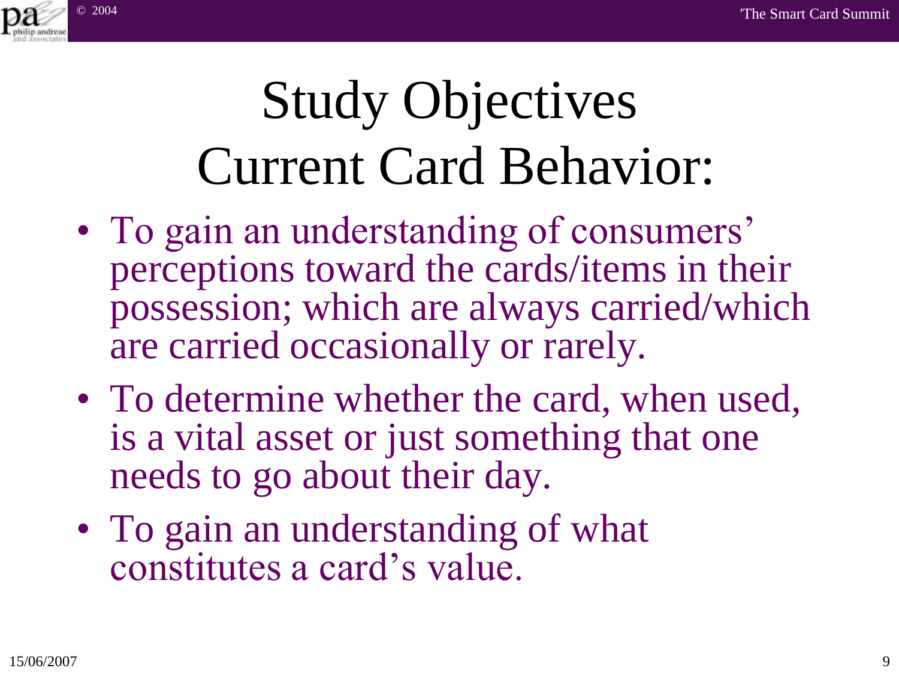# Study Objectives Current Card Behavior:

- To gain an understanding of consumers' perceptions toward the cards/items in their possession; which are always carried/which are carried occasionally or rarely.
- To determine whether the card, when used, is a vital asset or just something that one needs to go about their day.
- To gain an understanding of what constitutes a card's value.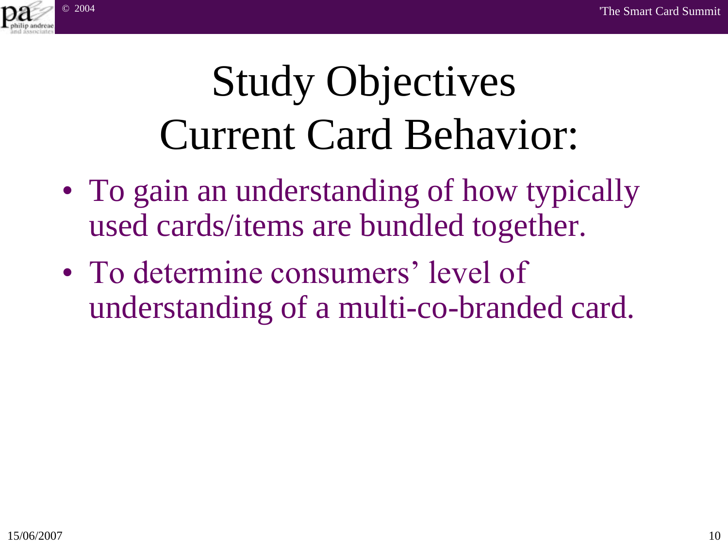# Study Objectives
# Current Card Behavior:

- To gain an understanding of how typically used cards/items are bundled together.
- To determine consumers' level of understanding of a multi-co-branded card.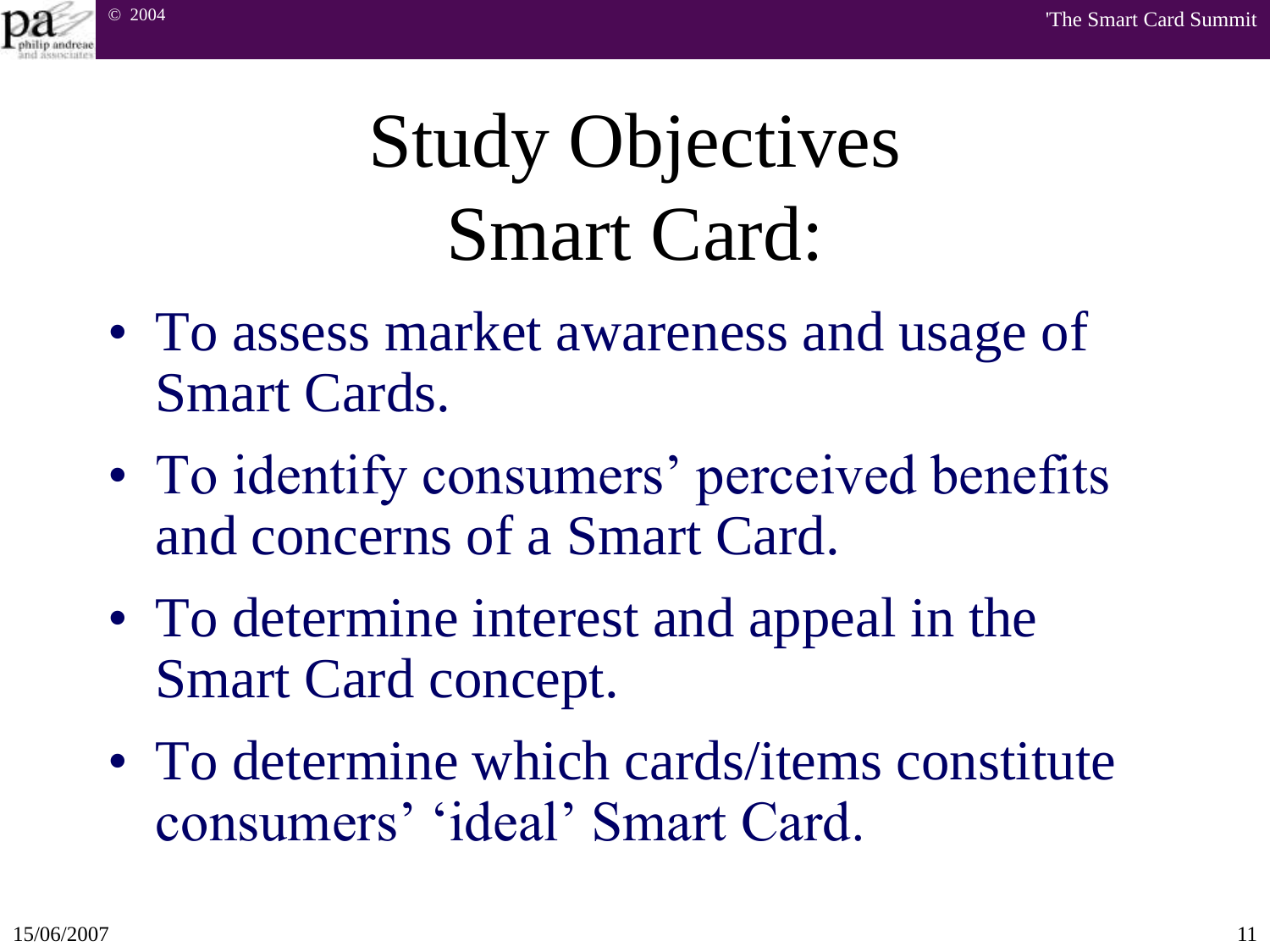# Study Objectives Smart Card:

- To assess market awareness and usage of Smart Cards.
- To identify consumers' perceived benefits and concerns of a Smart Card.
- To determine interest and appeal in the Smart Card concept.
- To determine which cards/items constitute consumers' 'ideal' Smart Card.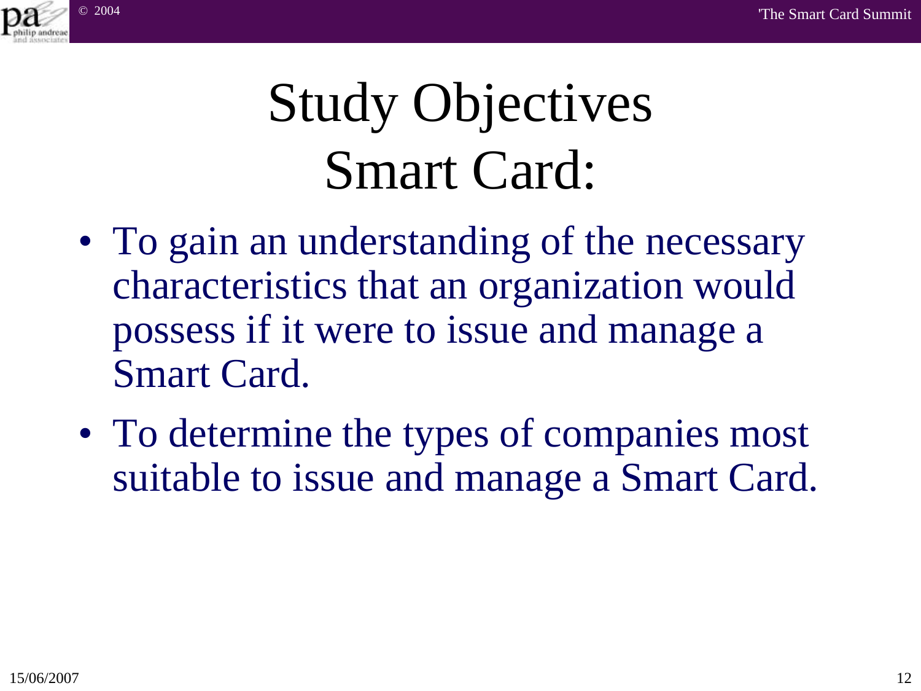# Study Objectives Smart Card:

- To gain an understanding of the necessary characteristics that an organization would possess if it were to issue and manage a Smart Card.
- To determine the types of companies most suitable to issue and manage a Smart Card.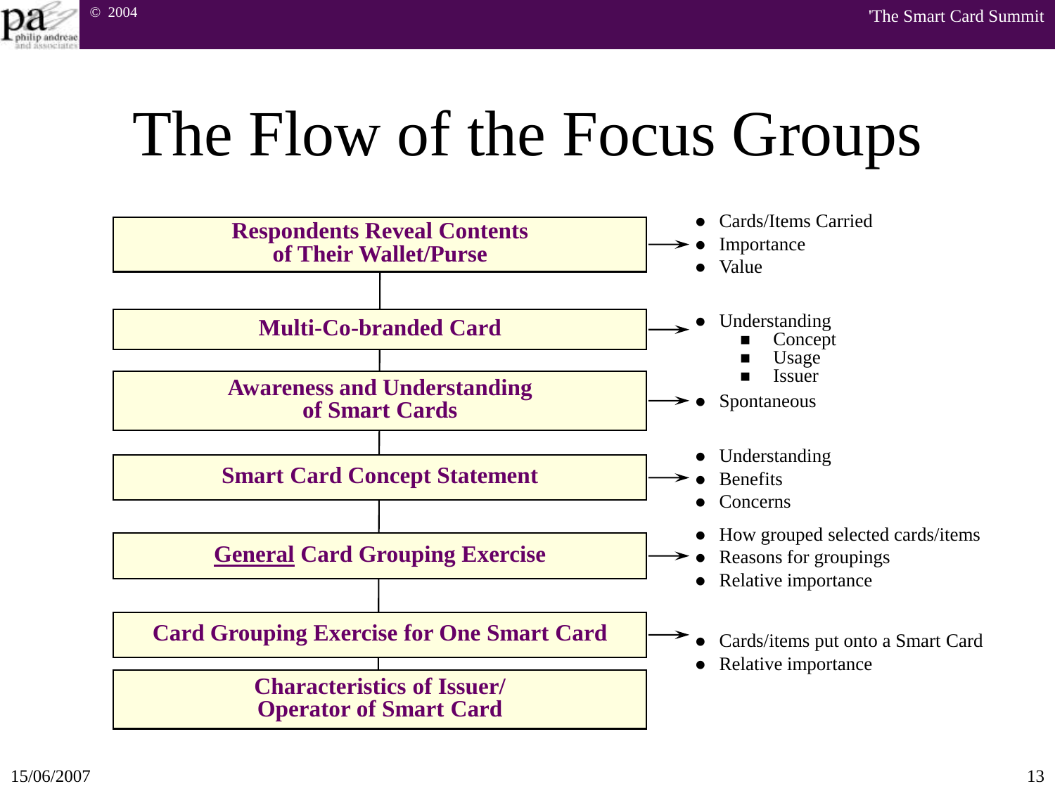# The Flow of the Focus Groups

| Stage | Outputs |
| --- | --- |
| **Respondents Reveal Contents of Their Wallet/Purse** | • Cards/Items Carried<br>• Importance<br>• Value |
| **Multi-Co-branded Card** | • Understanding<br>  ▪ Concept<br>  ▪ Usage<br>  ▪ Issuer |
| **Awareness and Understanding of Smart Cards** | • Spontaneous |
| **Smart Card Concept Statement** | • Understanding<br>• Benefits<br>• Concerns |
| **General Card Grouping Exercise** | • How grouped selected cards/items<br>• Reasons for groupings<br>• Relative importance |
| **Card Grouping Exercise for One Smart Card** | • Cards/items put onto a Smart Card<br>• Relative importance |
| **Characteristics of Issuer/ Operator of Smart Card** | |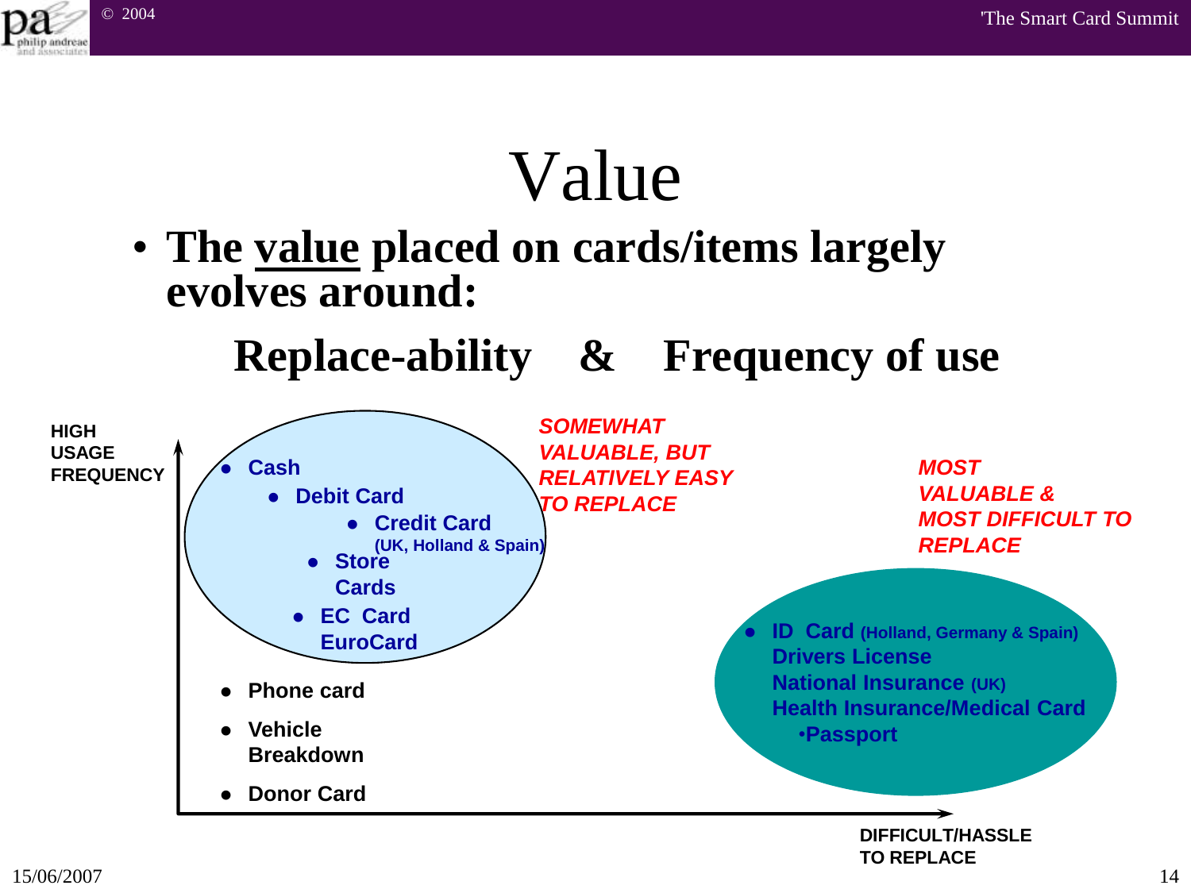# Value

- **The value placed on cards/items largely evolves around:**

**Replace-ability & Frequency of use**

HIGH USAGE FREQUENCY

- Cash
- Debit Card
- Credit Card (UK, Holland & Spain)
- Store Cards
- EC Card EuroCard

*SOMEWHAT VALUABLE, BUT RELATIVELY EASY TO REPLACE*

- Phone card
- Vehicle Breakdown
- Donor Card

*MOST VALUABLE & MOST DIFFICULT TO REPLACE*

- ID Card (Holland, Germany & Spain)
  Drivers License
  National Insurance (UK)
  Health Insurance/Medical Card
  - Passport

DIFFICULT/HASSLE TO REPLACE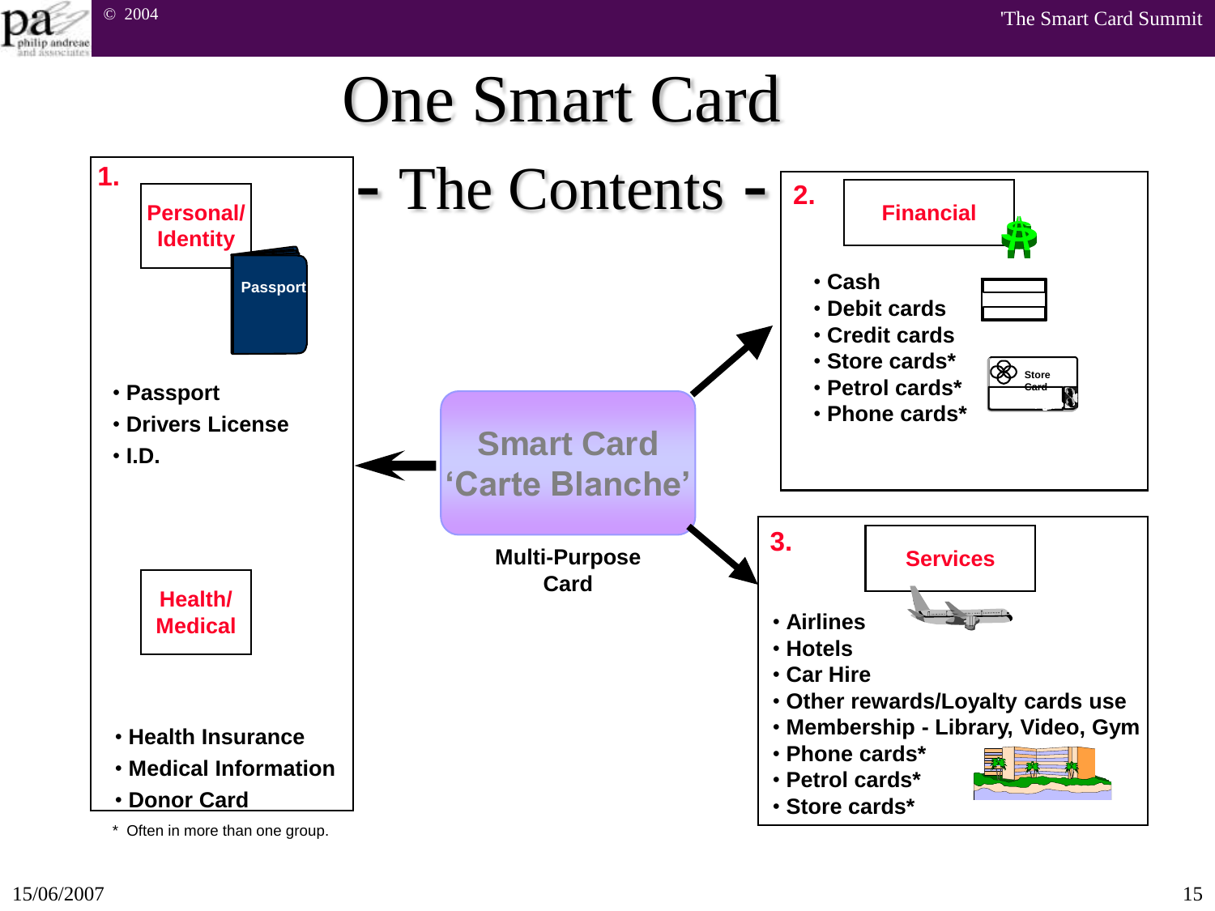# One Smart Card

## - The Contents -

**1.**

**Personal/ Identity**

Passport

- **Passport**
- **Drivers License**
- **I.D.**

**Health/ Medical**

- **Health Insurance**
- **Medical Information**
- **Donor Card**

\* Often in more than one group.

**Smart Card 'Carte Blanche'**

**Multi-Purpose Card**

**2.**

**Financial**

- **Cash**
- **Debit cards**
- **Credit cards**
- **Store cards***
- **Petrol cards***
- **Phone cards***

Store Card

**3.**

**Services**

- **Airlines**
- **Hotels**
- **Car Hire**
- **Other rewards/Loyalty cards use**
- **Membership - Library, Video, Gym**
- **Phone cards***
- **Petrol cards***
- **Store cards***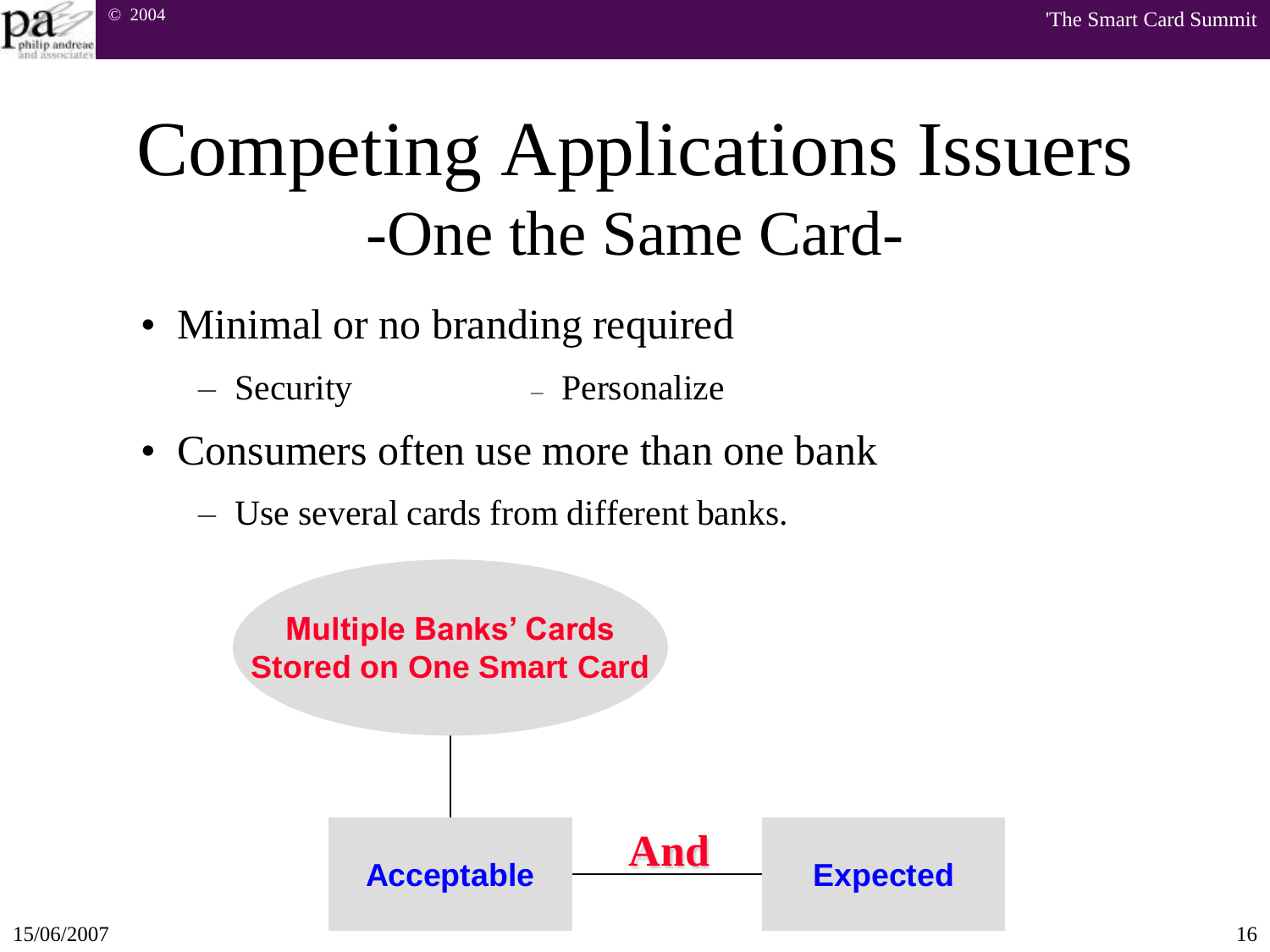# Competing Applications Issuers
## -One the Same Card-

- Minimal or no branding required
  - Security
  - Personalize
- Consumers often use more than one bank
  - Use several cards from different banks.

**Multiple Banks' Cards Stored on One Smart Card**

**Acceptable** **And** **Expected**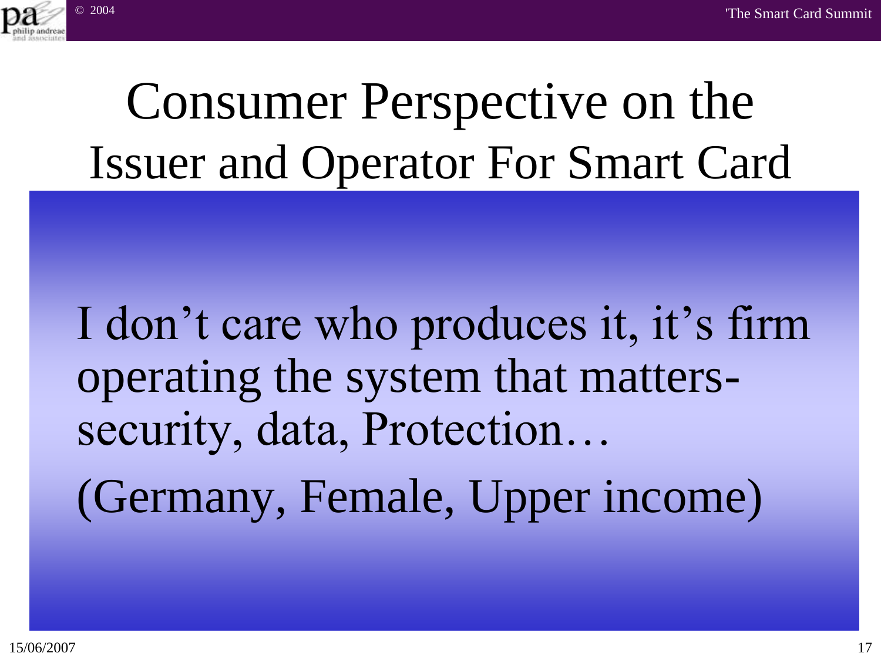# Consumer Perspective on the Issuer and Operator For Smart Card

I don’t care who produces it, it’s firm operating the system that matters- security, data, Protection…

(Germany, Female, Upper income)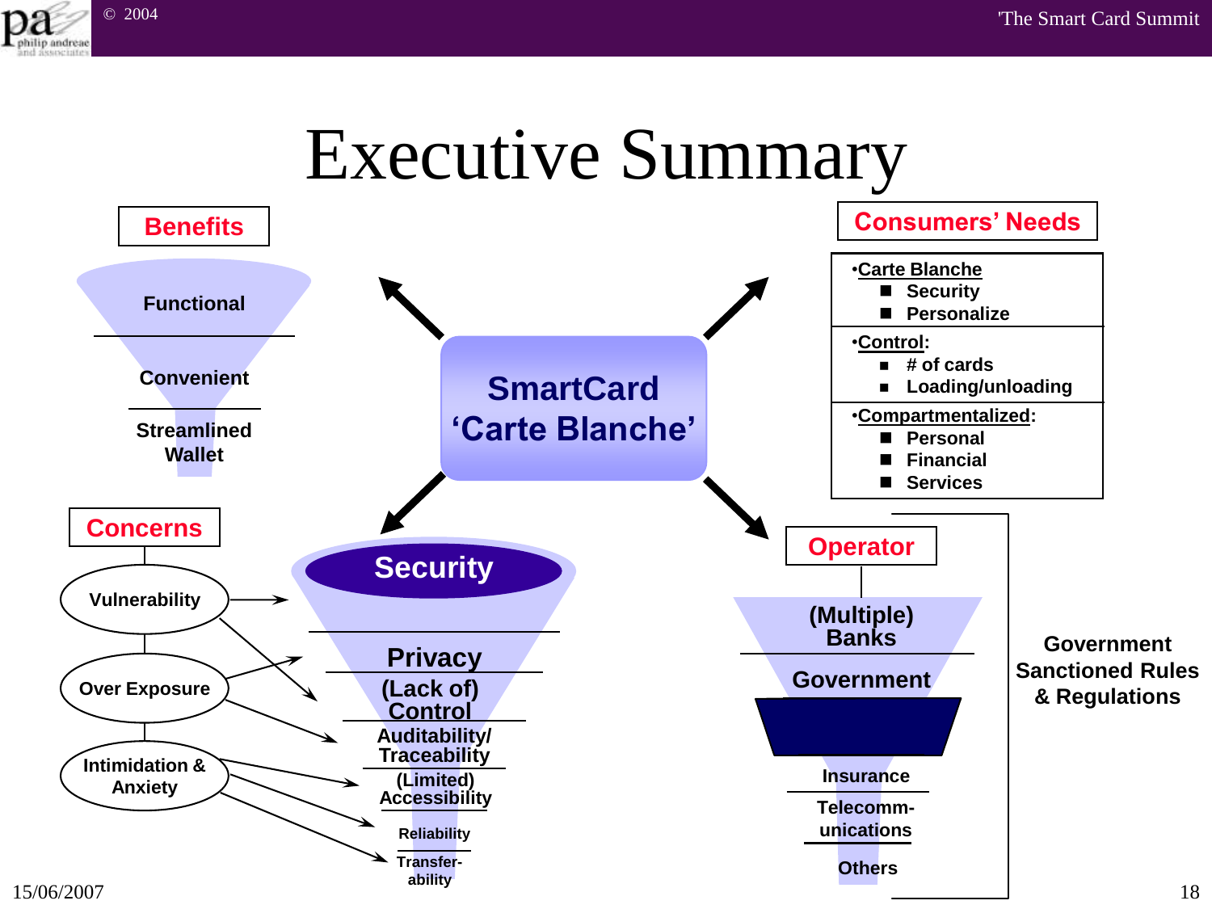# Executive Summary

**SmartCard 'Carte Blanche'**

## Benefits

- Functional
- Convenient
- Streamlined Wallet

## Consumers' Needs

- **Carte Blanche**
  - Security
  - Personalize
- **Control**:
  - # of cards
  - Loading/unloading
- **Compartmentalized**:
  - Personal
  - Financial
  - Services

## Concerns

- Vulnerability
- Over Exposure
- Intimidation & Anxiety

## Security

- Privacy
- (Lack of) Control
- Auditability/ Traceability
- (Limited) Accessibility
- Reliability
- Transfer-ability

## Operator

- (Multiple) Banks
- Government
- Insurance
- Telecomm-unications
- Others

Government Sanctioned Rules & Regulations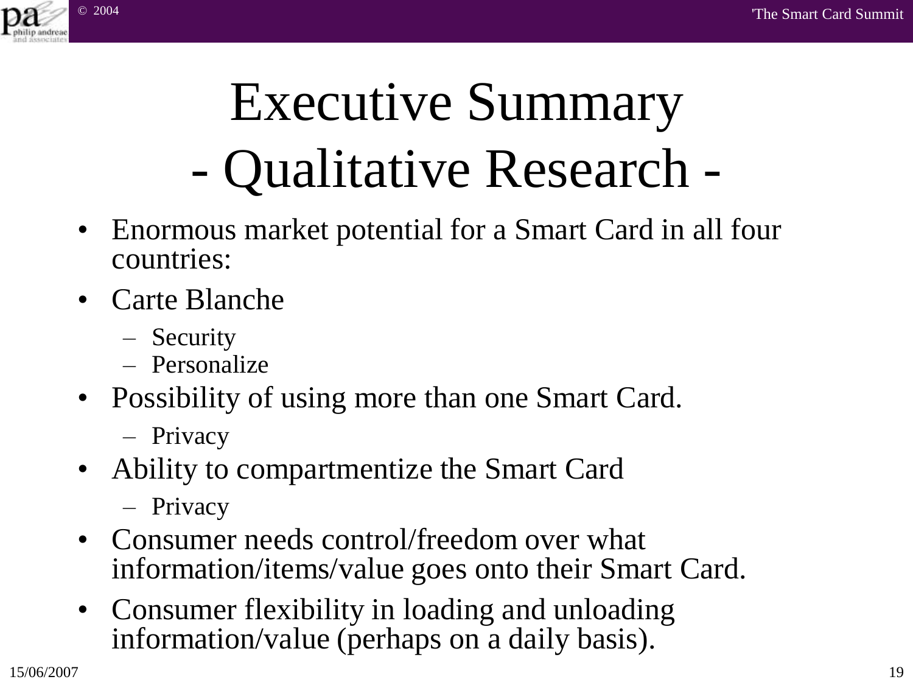# Executive Summary - Qualitative Research -

- Enormous market potential for a Smart Card in all four countries:
- Carte Blanche
  - Security
  - Personalize
- Possibility of using more than one Smart Card.
  - Privacy
- Ability to compartmentize the Smart Card
  - Privacy
- Consumer needs control/freedom over what information/items/value goes onto their Smart Card.
- Consumer flexibility in loading and unloading information/value (perhaps on a daily basis).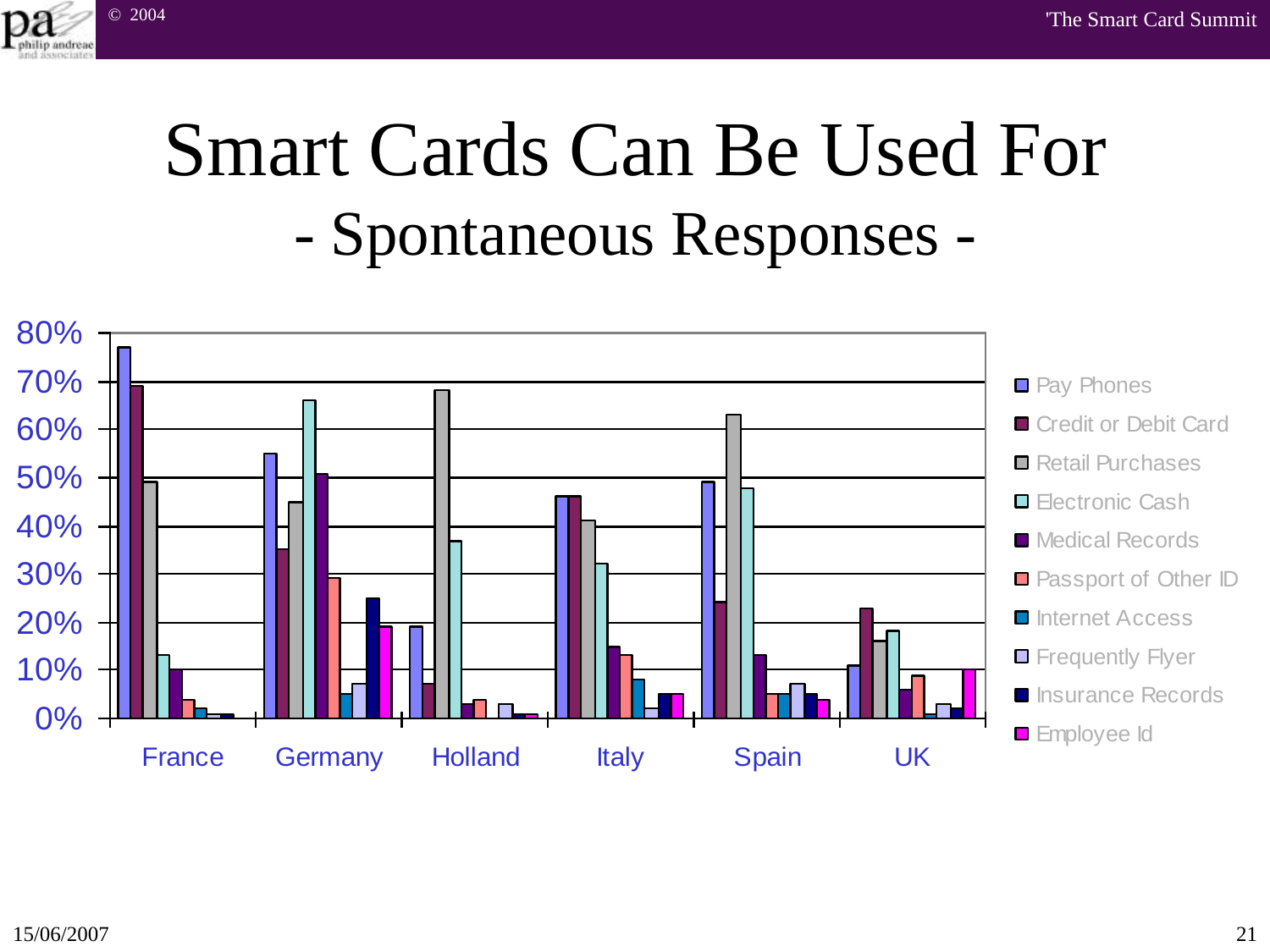# Smart Cards Can Be Used For

## - Spontaneous Responses -

| | Pay Phones | Credit or Debit Card | Retail Purchases | Electronic Cash | Medical Records | Passport of Other ID | Internet Access | Frequently Flyer | Insurance Records | Employee Id |
|---|---|---|---|---|---|---|---|---|---|---|
| France | 77% | 69% | 49% | 13% | 10% | 4% | 2% | 1% | 1% | |
| Germany | 55% | 35% | 45% | 66% | 51% | 29% | 5% | 7% | 25% | 19% |
| Holland | 19% | 7% | 68% | 37% | 3% | 4% | | 3% | 1% | 1% |
| Italy | 46% | 46% | 41% | 32% | 15% | 13% | 8% | 2% | 5% | 5% |
| Spain | 49% | 24% | 63% | 48% | 13% | 5% | 5% | 7% | 5% | 4% |
| UK | 11% | 23% | 16% | 18% | 6% | 9% | 1% | 3% | 2% | 10% |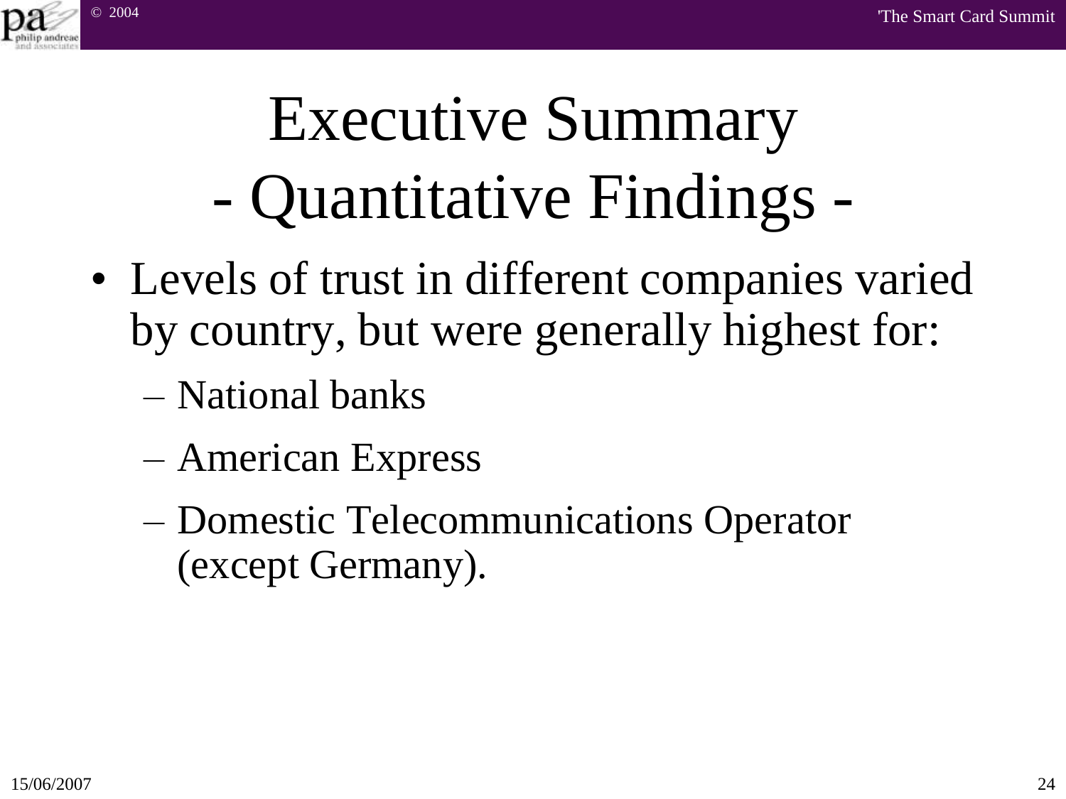# Executive Summary - Quantitative Findings -

- Levels of trust in different companies varied by country, but were generally highest for:
  - National banks
  - American Express
  - Domestic Telecommunications Operator (except Germany).